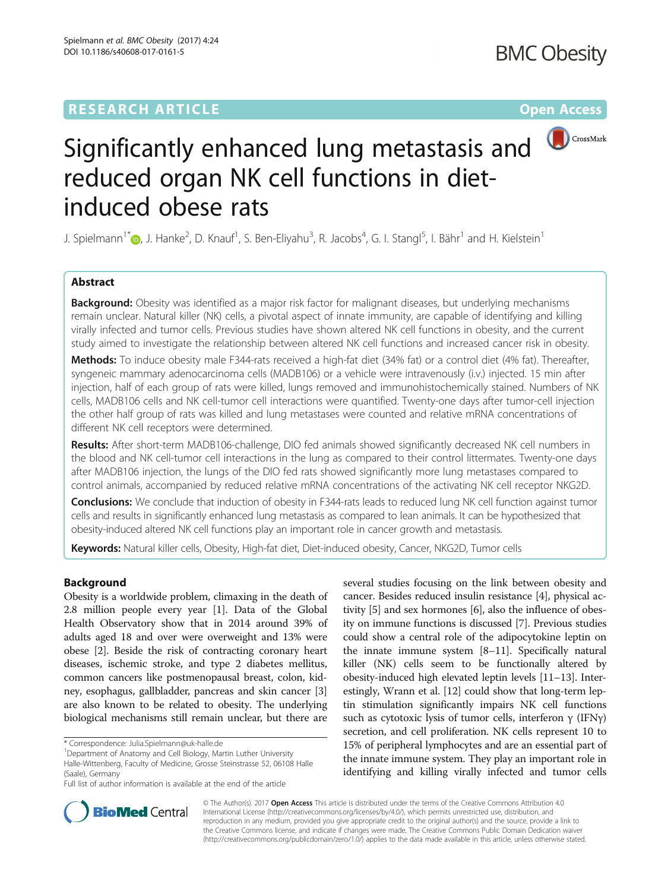RESEARCH ARTICLE **Open Access**

# Significantly enhanced lung metastasis and reduced organ NK cell functions in diet-induced obese rats

J. Spielmann[1*], J. Hanke[2], D. Knauf[1], S. Ben-Eliyahu[3], R. Jacobs[4], G. I. Stangl[5], I. Bähr[1] and H. Kielstein[1]

## Abstract

**Background:** Obesity was identified as a major risk factor for malignant diseases, but underlying mechanisms remain unclear. Natural killer (NK) cells, a pivotal aspect of innate immunity, are capable of identifying and killing virally infected and tumor cells. Previous studies have shown altered NK cell functions in obesity, and the current study aimed to investigate the relationship between altered NK cell functions and increased cancer risk in obesity.

**Methods:** To induce obesity male F344-rats received a high-fat diet (34% fat) or a control diet (4% fat). Thereafter, syngeneic mammary adenocarcinoma cells (MADB106) or a vehicle were intravenously (i.v.) injected. 15 min after injection, half of each group of rats were killed, lungs removed and immunohistochemically stained. Numbers of NK cells, MADB106 cells and NK cell-tumor cell interactions were quantified. Twenty-one days after tumor-cell injection the other half group of rats was killed and lung metastases were counted and relative mRNA concentrations of different NK cell receptors were determined.

**Results:** After short-term MADB106-challenge, DIO fed animals showed significantly decreased NK cell numbers in the blood and NK cell-tumor cell interactions in the lung as compared to their control littermates. Twenty-one days after MADB106 injection, the lungs of the DIO fed rats showed significantly more lung metastases compared to control animals, accompanied by reduced relative mRNA concentrations of the activating NK cell receptor NKG2D.

**Conclusions:** We conclude that induction of obesity in F344-rats leads to reduced lung NK cell function against tumor cells and results in significantly enhanced lung metastasis as compared to lean animals. It can be hypothesized that obesity-induced altered NK cell functions play an important role in cancer growth and metastasis.

**Keywords:** Natural killer cells, Obesity, High-fat diet, Diet-induced obesity, Cancer, NKG2D, Tumor cells

## Background

Obesity is a worldwide problem, climaxing in the death of 2.8 million people every year [1]. Data of the Global Health Observatory show that in 2014 around 39% of adults aged 18 and over were overweight and 13% were obese [2]. Beside the risk of contracting coronary heart diseases, ischemic stroke, and type 2 diabetes mellitus, common cancers like postmenopausal breast, colon, kidney, esophagus, gallbladder, pancreas and skin cancer [3] are also known to be related to obesity. The underlying biological mechanisms still remain unclear, but there are several studies focusing on the link between obesity and cancer. Besides reduced insulin resistance [4], physical activity [5] and sex hormones [6], also the influence of obesity on immune functions is discussed [7]. Previous studies could show a central role of the adipocytokine leptin on the innate immune system [8–11]. Specifically natural killer (NK) cells seem to be functionally altered by obesity-induced high elevated leptin levels [11–13]. Interestingly, Wrann et al. [12] could show that long-term leptin stimulation significantly impairs NK cell functions such as cytotoxic lysis of tumor cells, interferon γ (IFNγ) secretion, and cell proliferation. NK cells represent 10 to 15% of peripheral lymphocytes and are an essential part of the innate immune system. They play an important role in identifying and killing virally infected and tumor cells

\* Correspondence: Julia.Spielmann@uk-halle.de
[1]Department of Anatomy and Cell Biology, Martin Luther University Halle-Wittenberg, Faculty of Medicine, Grosse Steinstrasse 52, 06108 Halle (Saale), Germany
Full list of author information is available at the end of the article

© The Author(s). 2017 **Open Access** This article is distributed under the terms of the Creative Commons Attribution 4.0 International License (http://creativecommons.org/licenses/by/4.0/), which permits unrestricted use, distribution, and reproduction in any medium, provided you give appropriate credit to the original author(s) and the source, provide a link to the Creative Commons license, and indicate if changes were made. The Creative Commons Public Domain Dedication waiver (http://creativecommons.org/publicdomain/zero/1.0/) applies to the data made available in this article, unless otherwise stated.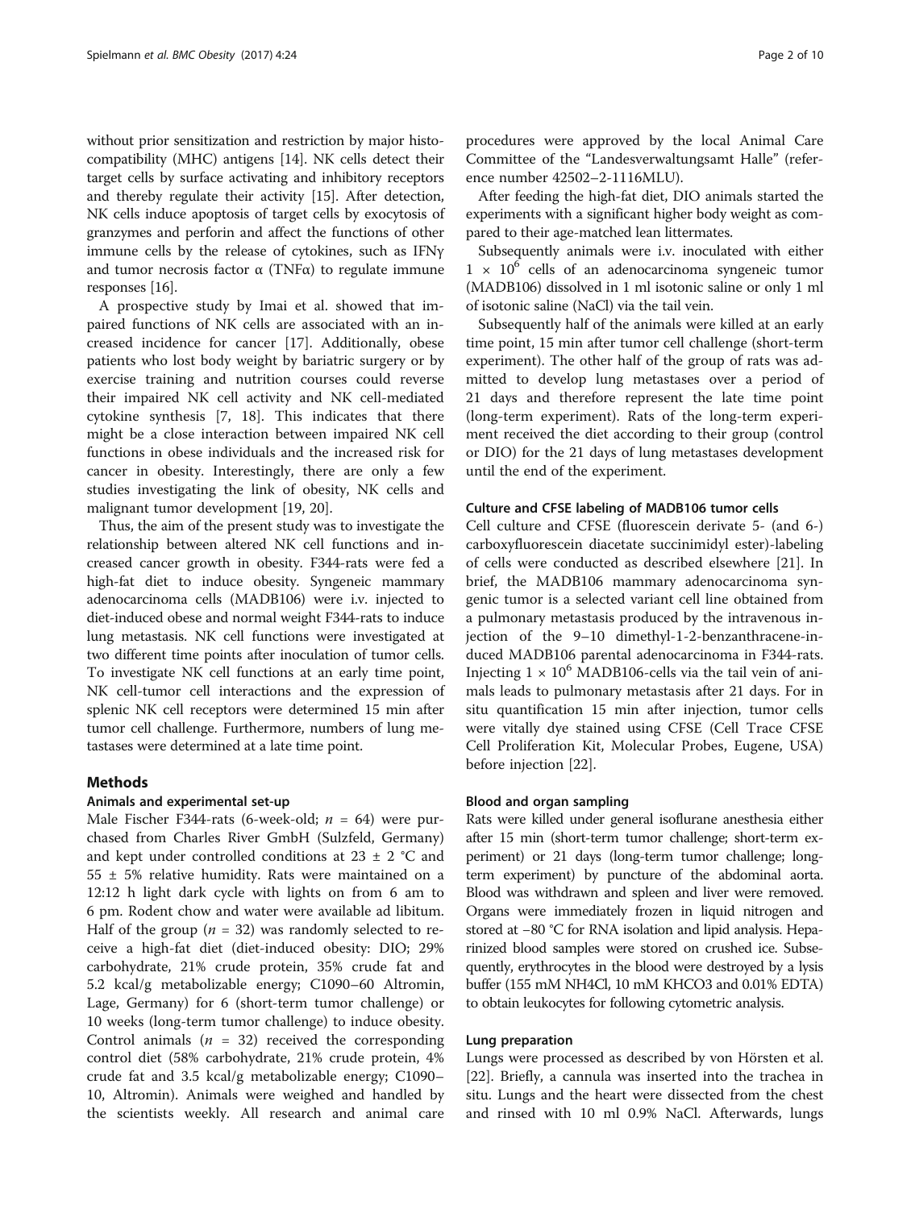without prior sensitization and restriction by major histocompatibility (MHC) antigens [14]. NK cells detect their target cells by surface activating and inhibitory receptors and thereby regulate their activity [15]. After detection, NK cells induce apoptosis of target cells by exocytosis of granzymes and perforin and affect the functions of other immune cells by the release of cytokines, such as IFNγ and tumor necrosis factor α (TNFα) to regulate immune responses [16].

A prospective study by Imai et al. showed that impaired functions of NK cells are associated with an increased incidence for cancer [17]. Additionally, obese patients who lost body weight by bariatric surgery or by exercise training and nutrition courses could reverse their impaired NK cell activity and NK cell-mediated cytokine synthesis [7, 18]. This indicates that there might be a close interaction between impaired NK cell functions in obese individuals and the increased risk for cancer in obesity. Interestingly, there are only a few studies investigating the link of obesity, NK cells and malignant tumor development [19, 20].

Thus, the aim of the present study was to investigate the relationship between altered NK cell functions and increased cancer growth in obesity. F344-rats were fed a high-fat diet to induce obesity. Syngeneic mammary adenocarcinoma cells (MADB106) were i.v. injected to diet-induced obese and normal weight F344-rats to induce lung metastasis. NK cell functions were investigated at two different time points after inoculation of tumor cells. To investigate NK cell functions at an early time point, NK cell-tumor cell interactions and the expression of splenic NK cell receptors were determined 15 min after tumor cell challenge. Furthermore, numbers of lung metastases were determined at a late time point.

## Methods

### Animals and experimental set-up

Male Fischer F344-rats (6-week-old; $n = 64$) were purchased from Charles River GmbH (Sulzfeld, Germany) and kept under controlled conditions at 23 ± 2 °C and 55 ± 5% relative humidity. Rats were maintained on a 12:12 h light dark cycle with lights on from 6 am to 6 pm. Rodent chow and water were available ad libitum. Half of the group ($n = 32$) was randomly selected to receive a high-fat diet (diet-induced obesity: DIO; 29% carbohydrate, 21% crude protein, 35% crude fat and 5.2 kcal/g metabolizable energy; C1090–60 Altromin, Lage, Germany) for 6 (short-term tumor challenge) or 10 weeks (long-term tumor challenge) to induce obesity. Control animals ($n = 32$) received the corresponding control diet (58% carbohydrate, 21% crude protein, 4% crude fat and 3.5 kcal/g metabolizable energy; C1090–10, Altromin). Animals were weighed and handled by the scientists weekly. All research and animal care procedures were approved by the local Animal Care Committee of the "Landesverwaltungsamt Halle" (reference number 42502–2-1116MLU).

After feeding the high-fat diet, DIO animals started the experiments with a significant higher body weight as compared to their age-matched lean littermates.

Subsequently animals were i.v. inoculated with either $1 \times 10^6$ cells of an adenocarcinoma syngeneic tumor (MADB106) dissolved in 1 ml isotonic saline or only 1 ml of isotonic saline (NaCl) via the tail vein.

Subsequently half of the animals were killed at an early time point, 15 min after tumor cell challenge (short-term experiment). The other half of the group of rats was admitted to develop lung metastases over a period of 21 days and therefore represent the late time point (long-term experiment). Rats of the long-term experiment received the diet according to their group (control or DIO) for the 21 days of lung metastases development until the end of the experiment.

### Culture and CFSE labeling of MADB106 tumor cells

Cell culture and CFSE (fluorescein derivate 5- (and 6-) carboxyfluorescein diacetate succinimidyl ester)-labeling of cells were conducted as described elsewhere [21]. In brief, the MADB106 mammary adenocarcinoma syngenic tumor is a selected variant cell line obtained from a pulmonary metastasis produced by the intravenous injection of the 9–10 dimethyl-1-2-benzanthracene-induced MADB106 parental adenocarcinoma in F344-rats. Injecting $1 \times 10^6$ MADB106-cells via the tail vein of animals leads to pulmonary metastasis after 21 days. For in situ quantification 15 min after injection, tumor cells were vitally dye stained using CFSE (Cell Trace CFSE Cell Proliferation Kit, Molecular Probes, Eugene, USA) before injection [22].

### Blood and organ sampling

Rats were killed under general isoflurane anesthesia either after 15 min (short-term tumor challenge; short-term experiment) or 21 days (long-term tumor challenge; long-term experiment) by puncture of the abdominal aorta. Blood was withdrawn and spleen and liver were removed. Organs were immediately frozen in liquid nitrogen and stored at −80 °C for RNA isolation and lipid analysis. Heparinized blood samples were stored on crushed ice. Subsequently, erythrocytes in the blood were destroyed by a lysis buffer (155 mM $NH_4Cl$, 10 mM $KHCO_3$ and 0.01% EDTA) to obtain leukocytes for following cytometric analysis.

### Lung preparation

Lungs were processed as described by von Hörsten et al. [22]. Briefly, a cannula was inserted into the trachea in situ. Lungs and the heart were dissected from the chest and rinsed with 10 ml 0.9% NaCl. Afterwards, lungs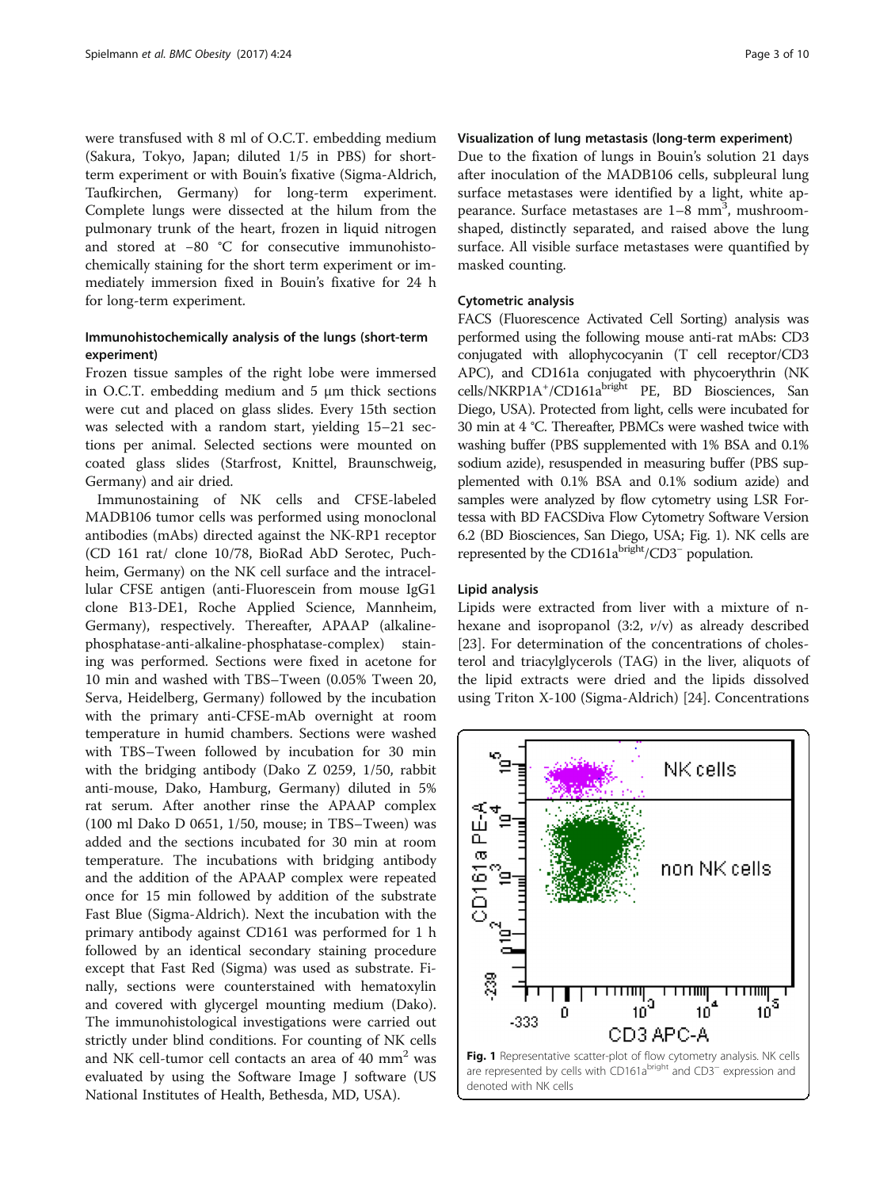were transfused with 8 ml of O.C.T. embedding medium (Sakura, Tokyo, Japan; diluted 1/5 in PBS) for short-term experiment or with Bouin's fixative (Sigma-Aldrich, Taufkirchen, Germany) for long-term experiment. Complete lungs were dissected at the hilum from the pulmonary trunk of the heart, frozen in liquid nitrogen and stored at −80 °C for consecutive immunohistochemically staining for the short term experiment or immediately immersion fixed in Bouin's fixative for 24 h for long-term experiment.

### Immunohistochemically analysis of the lungs (short-term experiment)

Frozen tissue samples of the right lobe were immersed in O.C.T. embedding medium and 5 μm thick sections were cut and placed on glass slides. Every 15th section was selected with a random start, yielding 15–21 sections per animal. Selected sections were mounted on coated glass slides (Starfrost, Knittel, Braunschweig, Germany) and air dried.

Immunostaining of NK cells and CFSE-labeled MADB106 tumor cells was performed using monoclonal antibodies (mAbs) directed against the NK-RP1 receptor (CD 161 rat/ clone 10/78, BioRad AbD Serotec, Puchheim, Germany) on the NK cell surface and the intracellular CFSE antigen (anti-Fluorescein from mouse IgG1 clone B13-DE1, Roche Applied Science, Mannheim, Germany), respectively. Thereafter, APAAP (alkaline-phosphatase-anti-alkaline-phosphatase-complex) staining was performed. Sections were fixed in acetone for 10 min and washed with TBS–Tween (0.05% Tween 20, Serva, Heidelberg, Germany) followed by the incubation with the primary anti-CFSE-mAb overnight at room temperature in humid chambers. Sections were washed with TBS–Tween followed by incubation for 30 min with the bridging antibody (Dako Z 0259, 1/50, rabbit anti-mouse, Dako, Hamburg, Germany) diluted in 5% rat serum. After another rinse the APAAP complex (100 ml Dako D 0651, 1/50, mouse; in TBS–Tween) was added and the sections incubated for 30 min at room temperature. The incubations with bridging antibody and the addition of the APAAP complex were repeated once for 15 min followed by addition of the substrate Fast Blue (Sigma-Aldrich). Next the incubation with the primary antibody against CD161 was performed for 1 h followed by an identical secondary staining procedure except that Fast Red (Sigma) was used as substrate. Finally, sections were counterstained with hematoxylin and covered with glycergel mounting medium (Dako). The immunohistological investigations were carried out strictly under blind conditions. For counting of NK cells and NK cell-tumor cell contacts an area of 40 mm$^2$ was evaluated by using the Software Image J software (US National Institutes of Health, Bethesda, MD, USA).

### Visualization of lung metastasis (long-term experiment)

Due to the fixation of lungs in Bouin's solution 21 days after inoculation of the MADB106 cells, subpleural lung surface metastases were identified by a light, white appearance. Surface metastases are 1–8 mm$^3$, mushroom-shaped, distinctly separated, and raised above the lung surface. All visible surface metastases were quantified by masked counting.

### Cytometric analysis

FACS (Fluorescence Activated Cell Sorting) analysis was performed using the following mouse anti-rat mAbs: CD3 conjugated with allophycocyanin (T cell receptor/CD3 APC), and CD161a conjugated with phycoerythrin (NK cells/NKRP1A$^+$/CD161a$^{bright}$ PE, BD Biosciences, San Diego, USA). Protected from light, cells were incubated for 30 min at 4 °C. Thereafter, PBMCs were washed twice with washing buffer (PBS supplemented with 1% BSA and 0.1% sodium azide), resuspended in measuring buffer (PBS supplemented with 0.1% BSA and 0.1% sodium azide) and samples were analyzed by flow cytometry using LSR Fortessa with BD FACSDiva Flow Cytometry Software Version 6.2 (BD Biosciences, San Diego, USA; Fig. 1). NK cells are represented by the CD161a$^{bright}$/CD3$^-$ population.

### Lipid analysis

Lipids were extracted from liver with a mixture of n-hexane and isopropanol (3:2, *v*/v) as already described [23]. For determination of the concentrations of cholesterol and triacylglycerols (TAG) in the liver, aliquots of the lipid extracts were dried and the lipids dissolved using Triton X-100 (Sigma-Aldrich) [24]. Concentrations

**Fig. 1** Representative scatter-plot of flow cytometry analysis. NK cells are represented by cells with CD161a$^{bright}$ and CD3$^-$ expression and denoted with NK cells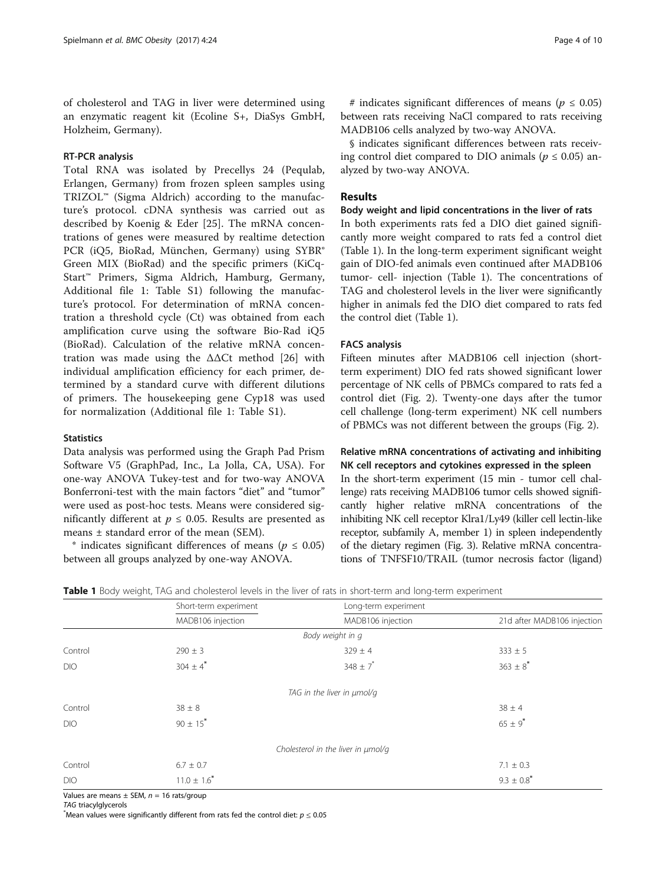of cholesterol and TAG in liver were determined using an enzymatic reagent kit (Ecoline S+, DiaSys GmbH, Holzheim, Germany).

### RT-PCR analysis

Total RNA was isolated by Precellys 24 (Pequlab, Erlangen, Germany) from frozen spleen samples using TRIZOL™ (Sigma Aldrich) according to the manufacture's protocol. cDNA synthesis was carried out as described by Koenig & Eder [25]. The mRNA concentrations of genes were measured by realtime detection PCR (iQ5, BioRad, München, Germany) using SYBR® Green MIX (BioRad) and the specific primers (KiCqStart™ Primers, Sigma Aldrich, Hamburg, Germany, Additional file 1: Table S1) following the manufacture's protocol. For determination of mRNA concentration a threshold cycle (Ct) was obtained from each amplification curve using the software Bio-Rad iQ5 (BioRad). Calculation of the relative mRNA concentration was made using the ΔΔCt method [26] with individual amplification efficiency for each primer, determined by a standard curve with different dilutions of primers. The housekeeping gene Cyp18 was used for normalization (Additional file 1: Table S1).

### Statistics

Data analysis was performed using the Graph Pad Prism Software V5 (GraphPad, Inc., La Jolla, CA, USA). For one-way ANOVA Tukey-test and for two-way ANOVA Bonferroni-test with the main factors "diet" and "tumor" were used as post-hoc tests. Means were considered significantly different at $p \leq 0.05$. Results are presented as means ± standard error of the mean (SEM).

* indicates significant differences of means ($p \leq 0.05$) between all groups analyzed by one-way ANOVA.

# indicates significant differences of means ($p \leq 0.05$) between rats receiving NaCl compared to rats receiving MADB106 cells analyzed by two-way ANOVA.

§ indicates significant differences between rats receiving control diet compared to DIO animals ($p \leq 0.05$) analyzed by two-way ANOVA.

## Results

### Body weight and lipid concentrations in the liver of rats

In both experiments rats fed a DIO diet gained significantly more weight compared to rats fed a control diet (Table 1). In the long-term experiment significant weight gain of DIO-fed animals even continued after MADB106 tumor- cell- injection (Table 1). The concentrations of TAG and cholesterol levels in the liver were significantly higher in animals fed the DIO diet compared to rats fed the control diet (Table 1).

### FACS analysis

Fifteen minutes after MADB106 cell injection (short-term experiment) DIO fed rats showed significant lower percentage of NK cells of PBMCs compared to rats fed a control diet (Fig. 2). Twenty-one days after the tumor cell challenge (long-term experiment) NK cell numbers of PBMCs was not different between the groups (Fig. 2).

### Relative mRNA concentrations of activating and inhibiting NK cell receptors and cytokines expressed in the spleen

In the short-term experiment (15 min - tumor cell challenge) rats receiving MADB106 tumor cells showed significantly higher relative mRNA concentrations of the inhibiting NK cell receptor Klra1/Ly49 (killer cell lectin-like receptor, subfamily A, member 1) in spleen independently of the dietary regimen (Fig. 3). Relative mRNA concentrations of TNFSF10/TRAIL (tumor necrosis factor (ligand)

**Table 1** Body weight, TAG and cholesterol levels in the liver of rats in short-term and long-term experiment

| | Short-term experiment | Long-term experiment | |
|---|---|---|---|
| | MADB106 injection | MADB106 injection | 21d after MADB106 injection |
| | *Body weight in g* | | |
| Control | 290 ± 3 | 329 ± 4 | 333 ± 5 |
| DIO | 304 ± 4* | 348 ± 7* | 363 ± 8* |
| | *TAG in the liver in µmol/g* | | |
| Control | 38 ± 8 | | 38 ± 4 |
| DIO | 90 ± 15* | | 65 ± 9* |
| | *Cholesterol in the liver in µmol/g* | | |
| Control | 6.7 ± 0.7 | | 7.1 ± 0.3 |
| DIO | 11.0 ± 1.6* | | 9.3 ± 0.8* |

Values are means ± SEM, $n = 16$ rats/group

*TAG* triacylglycerols

*Mean values were significantly different from rats fed the control diet: $p \leq 0.05$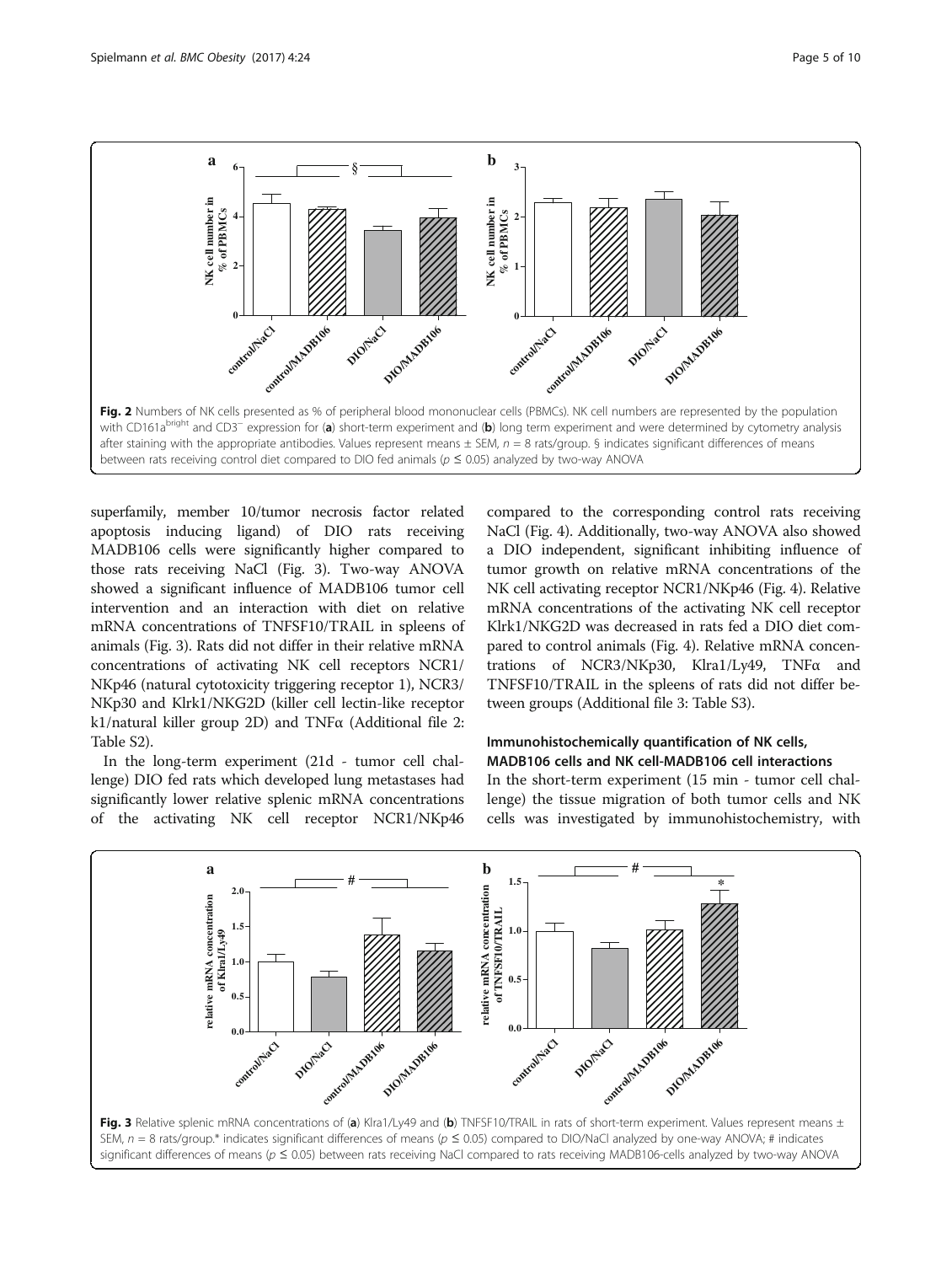Fig. 2 Numbers of NK cells presented as % of peripheral blood mononuclear cells (PBMCs). NK cell numbers are represented by the population with CD161a[bright] and CD3[−] expression for (**a**) short-term experiment and (**b**) long term experiment and were determined by cytometry analysis after staining with the appropriate antibodies. Values represent means ± SEM, $n = 8$ rats/group. § indicates significant differences of means between rats receiving control diet compared to DIO fed animals ($p \leq 0.05$) analyzed by two-way ANOVA

superfamily, member 10/tumor necrosis factor related apoptosis inducing ligand) of DIO rats receiving MADB106 cells were significantly higher compared to those rats receiving NaCl (Fig. 3). Two-way ANOVA showed a significant influence of MADB106 tumor cell intervention and an interaction with diet on relative mRNA concentrations of TNFSF10/TRAIL in spleens of animals (Fig. 3). Rats did not differ in their relative mRNA concentrations of activating NK cell receptors NCR1/NKp46 (natural cytotoxicity triggering receptor 1), NCR3/NKp30 and Klrk1/NKG2D (killer cell lectin-like receptor k1/natural killer group 2D) and TNFα (Additional file 2: Table S2).

In the long-term experiment (21d - tumor cell challenge) DIO fed rats which developed lung metastases had significantly lower relative splenic mRNA concentrations of the activating NK cell receptor NCR1/NKp46 compared to the corresponding control rats receiving NaCl (Fig. 4). Additionally, two-way ANOVA also showed a DIO independent, significant inhibiting influence of tumor growth on relative mRNA concentrations of the NK cell activating receptor NCR1/NKp46 (Fig. 4). Relative mRNA concentrations of the activating NK cell receptor Klrk1/NKG2D was decreased in rats fed a DIO diet compared to control animals (Fig. 4). Relative mRNA concentrations of NCR3/NKp30, Klra1/Ly49, TNFα and TNFSF10/TRAIL in the spleens of rats did not differ between groups (Additional file 3: Table S3).

### Immunohistochemically quantification of NK cells, MADB106 cells and NK cell-MADB106 cell interactions

In the short-term experiment (15 min - tumor cell challenge) the tissue migration of both tumor cells and NK cells was investigated by immunohistochemistry, with

Fig. 3 Relative splenic mRNA concentrations of (**a**) Klra1/Ly49 and (**b**) TNFSF10/TRAIL in rats of short-term experiment. Values represent means ± SEM, $n = 8$ rats/group.* indicates significant differences of means ($p \leq 0.05$) compared to DIO/NaCl analyzed by one-way ANOVA; # indicates significant differences of means ($p \leq 0.05$) between rats receiving NaCl compared to rats receiving MADB106-cells analyzed by two-way ANOVA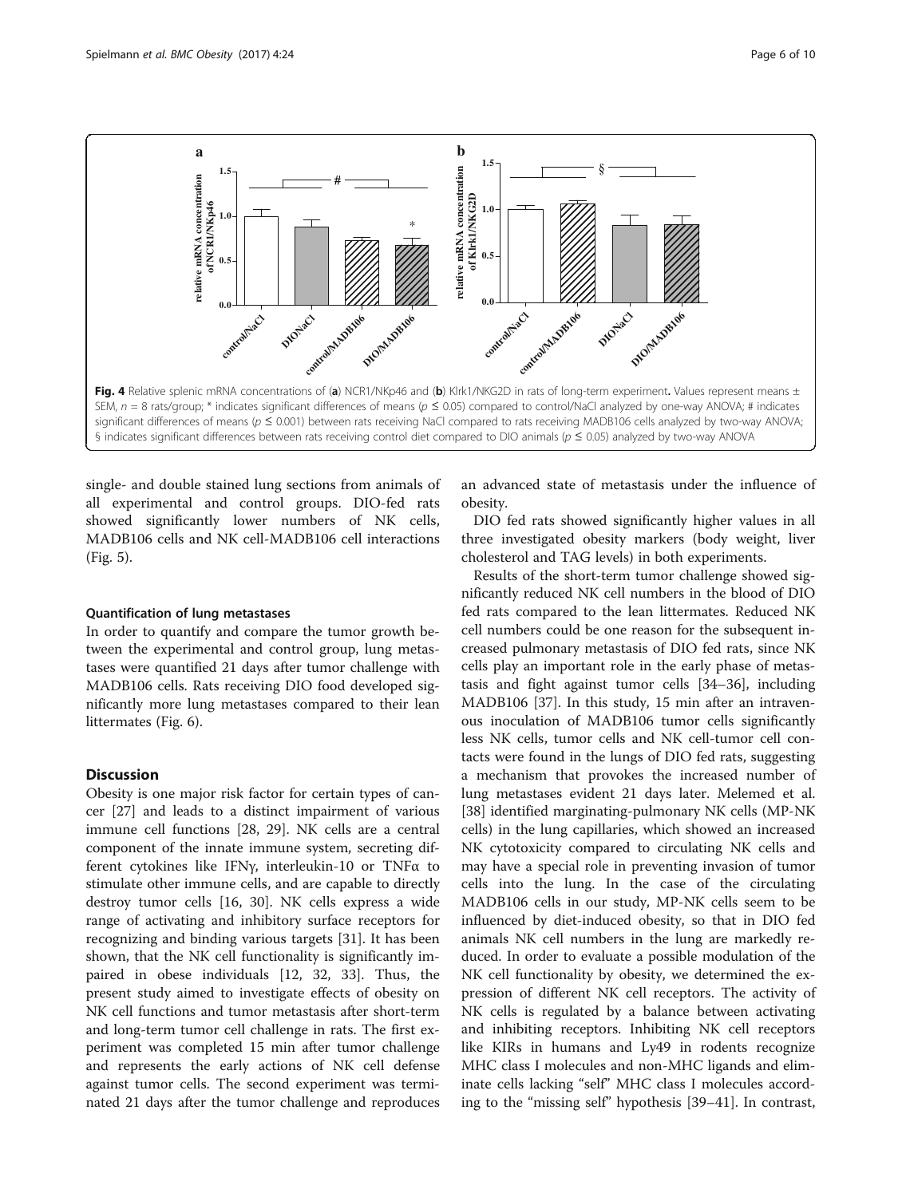**Fig. 4** Relative splenic mRNA concentrations of (**a**) NCR1/NKp46 and (**b**) Klrk1/NKG2D in rats of long-term experiment**.** Values represent means ± SEM, $n = 8$ rats/group; * indicates significant differences of means ($p \leq 0.05$) compared to control/NaCl analyzed by one-way ANOVA; # indicates significant differences of means ($p \leq 0.001$) between rats receiving NaCl compared to rats receiving MADB106 cells analyzed by two-way ANOVA; § indicates significant differences between rats receiving control diet compared to DIO animals ($p \leq 0.05$) analyzed by two-way ANOVA

single- and double stained lung sections from animals of all experimental and control groups. DIO-fed rats showed significantly lower numbers of NK cells, MADB106 cells and NK cell-MADB106 cell interactions (Fig. 5).

#### Quantification of lung metastases

In order to quantify and compare the tumor growth between the experimental and control group, lung metastases were quantified 21 days after tumor challenge with MADB106 cells. Rats receiving DIO food developed significantly more lung metastases compared to their lean littermates (Fig. 6).

## Discussion

Obesity is one major risk factor for certain types of cancer [27] and leads to a distinct impairment of various immune cell functions [28, 29]. NK cells are a central component of the innate immune system, secreting different cytokines like IFNγ, interleukin-10 or TNFα to stimulate other immune cells, and are capable to directly destroy tumor cells [16, 30]. NK cells express a wide range of activating and inhibitory surface receptors for recognizing and binding various targets [31]. It has been shown, that the NK cell functionality is significantly impaired in obese individuals [12, 32, 33]. Thus, the present study aimed to investigate effects of obesity on NK cell functions and tumor metastasis after short-term and long-term tumor cell challenge in rats. The first experiment was completed 15 min after tumor challenge and represents the early actions of NK cell defense against tumor cells. The second experiment was terminated 21 days after the tumor challenge and reproduces an advanced state of metastasis under the influence of obesity.

DIO fed rats showed significantly higher values in all three investigated obesity markers (body weight, liver cholesterol and TAG levels) in both experiments.

Results of the short-term tumor challenge showed significantly reduced NK cell numbers in the blood of DIO fed rats compared to the lean littermates. Reduced NK cell numbers could be one reason for the subsequent increased pulmonary metastasis of DIO fed rats, since NK cells play an important role in the early phase of metastasis and fight against tumor cells [34–36], including MADB106 [37]. In this study, 15 min after an intravenous inoculation of MADB106 tumor cells significantly less NK cells, tumor cells and NK cell-tumor cell contacts were found in the lungs of DIO fed rats, suggesting a mechanism that provokes the increased number of lung metastases evident 21 days later. Melemed et al. [38] identified marginating-pulmonary NK cells (MP-NK cells) in the lung capillaries, which showed an increased NK cytotoxicity compared to circulating NK cells and may have a special role in preventing invasion of tumor cells into the lung. In the case of the circulating MADB106 cells in our study, MP-NK cells seem to be influenced by diet-induced obesity, so that in DIO fed animals NK cell numbers in the lung are markedly reduced. In order to evaluate a possible modulation of the NK cell functionality by obesity, we determined the expression of different NK cell receptors. The activity of NK cells is regulated by a balance between activating and inhibiting receptors. Inhibiting NK cell receptors like KIRs in humans and Ly49 in rodents recognize MHC class I molecules and non-MHC ligands and eliminate cells lacking "self" MHC class I molecules according to the "missing self" hypothesis [39–41]. In contrast,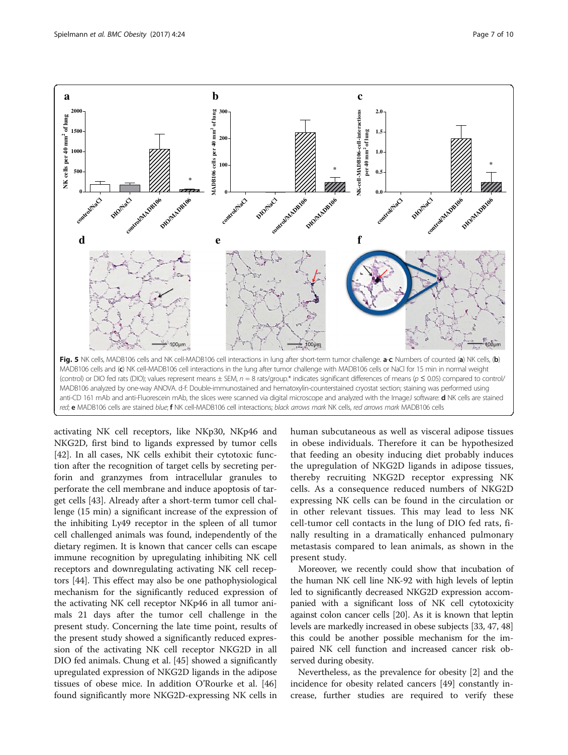Fig. 5 NK cells, MADB106 cells and NK cell-MADB106 cell interactions in lung after short-term tumor challenge. **a**-**c**: Numbers of counted (**a**) NK cells, (**b**) MADB106 cells and (**c**) NK cell-MADB106 cell interactions in the lung after tumor challenge with MADB106 cells or NaCl for 15 min in normal weight (control) or DIO fed rats (DIO); values represent means ± SEM, $n = 8$ rats/group.* indicates significant differences of means ($p \leq 0.05$) compared to control/MADB106 analyzed by one-way ANOVA. d-f: Double-immunostained and hematoxylin-counterstained cryostat section; staining was performed using anti-CD 161 mAb and anti-Fluorescein mAb, the slices were scanned via digital microscope and analyzed with the ImageJ software: **d** NK cells are stained *red*; **e** MADB106 cells are stained *blue*; **f** NK cell-MADB106 cell interactions; *black arrows mark* NK cells, *red arrows mark* MADB106 cells

activating NK cell receptors, like NKp30, NKp46 and NKG2D, first bind to ligands expressed by tumor cells [42]. In all cases, NK cells exhibit their cytotoxic function after the recognition of target cells by secreting perforin and granzymes from intracellular granules to perforate the cell membrane and induce apoptosis of target cells [43]. Already after a short-term tumor cell challenge (15 min) a significant increase of the expression of the inhibiting Ly49 receptor in the spleen of all tumor cell challenged animals was found, independently of the dietary regimen. It is known that cancer cells can escape immune recognition by upregulating inhibiting NK cell receptors and downregulating activating NK cell receptors [44]. This effect may also be one pathophysiological mechanism for the significantly reduced expression of the activating NK cell receptor NKp46 in all tumor animals 21 days after the tumor cell challenge in the present study. Concerning the late time point, results of the present study showed a significantly reduced expression of the activating NK cell receptor NKG2D in all DIO fed animals. Chung et al. [45] showed a significantly upregulated expression of NKG2D ligands in the adipose tissues of obese mice. In addition O'Rourke et al. [46] found significantly more NKG2D-expressing NK cells in human subcutaneous as well as visceral adipose tissues in obese individuals. Therefore it can be hypothesized that feeding an obesity inducing diet probably induces the upregulation of NKG2D ligands in adipose tissues, thereby recruiting NKG2D receptor expressing NK cells. As a consequence reduced numbers of NKG2D expressing NK cells can be found in the circulation or in other relevant tissues. This may lead to less NK cell-tumor cell contacts in the lung of DIO fed rats, finally resulting in a dramatically enhanced pulmonary metastasis compared to lean animals, as shown in the present study.

Moreover, we recently could show that incubation of the human NK cell line NK-92 with high levels of leptin led to significantly decreased NKG2D expression accompanied with a significant loss of NK cell cytotoxicity against colon cancer cells [20]. As it is known that leptin levels are markedly increased in obese subjects [33, 47, 48] this could be another possible mechanism for the impaired NK cell function and increased cancer risk observed during obesity.

Nevertheless, as the prevalence for obesity [2] and the incidence for obesity related cancers [49] constantly increase, further studies are required to verify these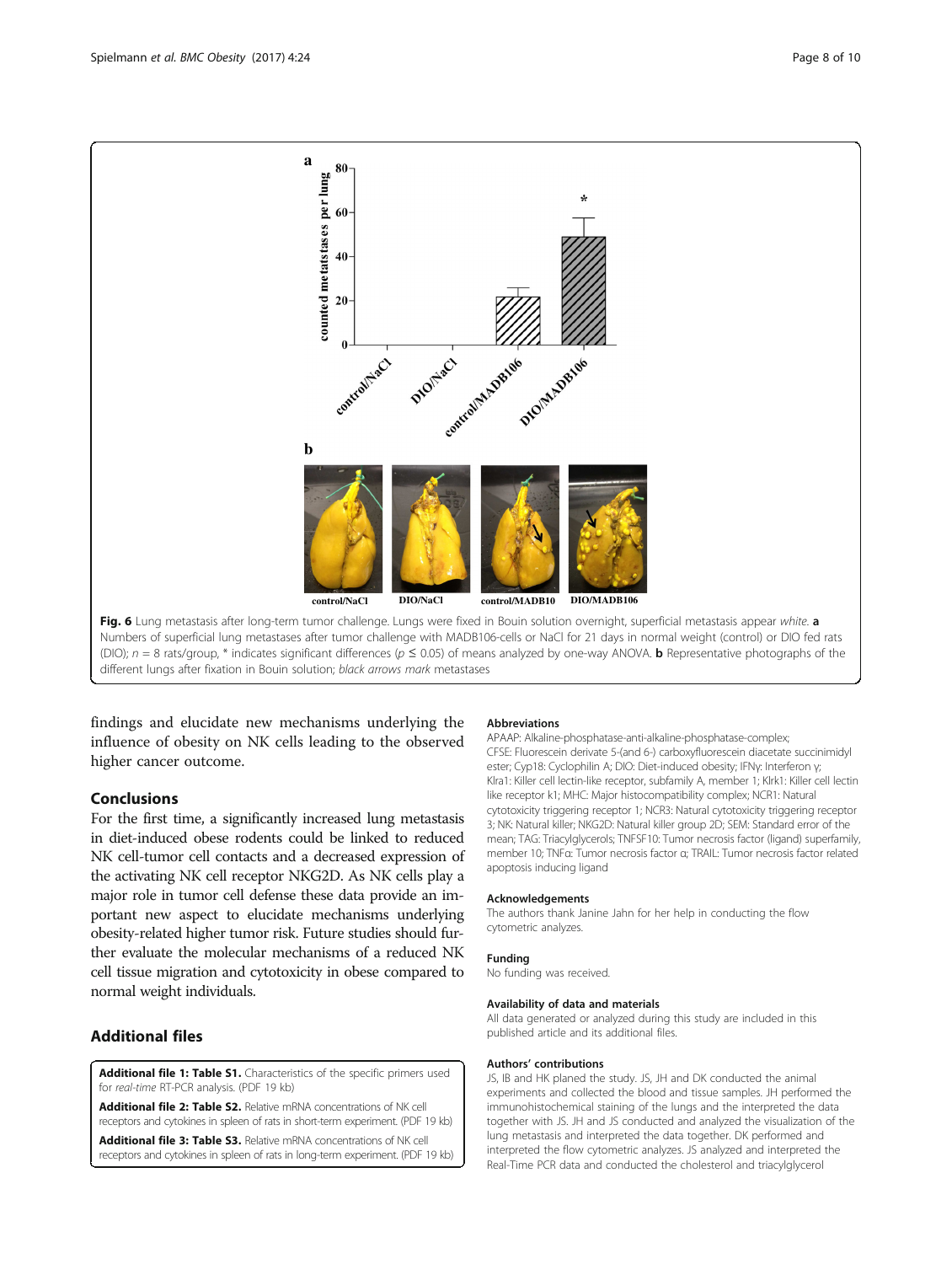Fig. 6 Lung metastasis after long-term tumor challenge. Lungs were fixed in Bouin solution overnight, superficial metastasis appear *white*. **a** Numbers of superficial lung metastases after tumor challenge with MADB106-cells or NaCl for 21 days in normal weight (control) or DIO fed rats (DIO); $n = 8$ rats/group, * indicates significant differences ($p \leq 0.05$) of means analyzed by one-way ANOVA. **b** Representative photographs of the different lungs after fixation in Bouin solution; *black arrows mark* metastases

findings and elucidate new mechanisms underlying the influence of obesity on NK cells leading to the observed higher cancer outcome.

## Conclusions

For the first time, a significantly increased lung metastasis in diet-induced obese rodents could be linked to reduced NK cell-tumor cell contacts and a decreased expression of the activating NK cell receptor NKG2D. As NK cells play a major role in tumor cell defense these data provide an important new aspect to elucidate mechanisms underlying obesity-related higher tumor risk. Future studies should further evaluate the molecular mechanisms of a reduced NK cell tissue migration and cytotoxicity in obese compared to normal weight individuals.

## Additional files

**Additional file 1: Table S1.** Characteristics of the specific primers used for *real-time* RT-PCR analysis. (PDF 19 kb)

**Additional file 2: Table S2.** Relative mRNA concentrations of NK cell receptors and cytokines in spleen of rats in short-term experiment. (PDF 19 kb)

**Additional file 3: Table S3.** Relative mRNA concentrations of NK cell receptors and cytokines in spleen of rats in long-term experiment. (PDF 19 kb)

### Abbreviations

APAAP: Alkaline-phosphatase-anti-alkaline-phosphatase-complex; CFSE: Fluorescein derivate 5-(and 6-) carboxyfluorescein diacetate succinimidyl ester; Cyp18: Cyclophilin A; DIO: Diet-induced obesity; IFNγ: Interferon γ; Klra1: Killer cell lectin-like receptor, subfamily A, member 1; Klrk1: Killer cell lectin like receptor k1; MHC: Major histocompatibility complex; NCR1: Natural cytotoxicity triggering receptor 1; NCR3: Natural cytotoxicity triggering receptor 3; NK: Natural killer; NKG2D: Natural killer group 2D; SEM: Standard error of the mean; TAG: Triacylglycerols; TNFSF10: Tumor necrosis factor (ligand) superfamily, member 10; TNFα: Tumor necrosis factor α; TRAIL: Tumor necrosis factor related apoptosis inducing ligand

### Acknowledgements

The authors thank Janine Jahn for her help in conducting the flow cytometric analyzes.

### Funding

No funding was received.

### Availability of data and materials

All data generated or analyzed during this study are included in this published article and its additional files.

### Authors' contributions

JS, IB and HK planed the study. JS, JH and DK conducted the animal experiments and collected the blood and tissue samples. JH performed the immunohistochemical staining of the lungs and the interpreted the data together with JS. JH and JS conducted and analyzed the visualization of the lung metastasis and interpreted the data together. DK performed and interpreted the flow cytometric analyzes. JS analyzed and interpreted the Real-Time PCR data and conducted the cholesterol and triacylglycerol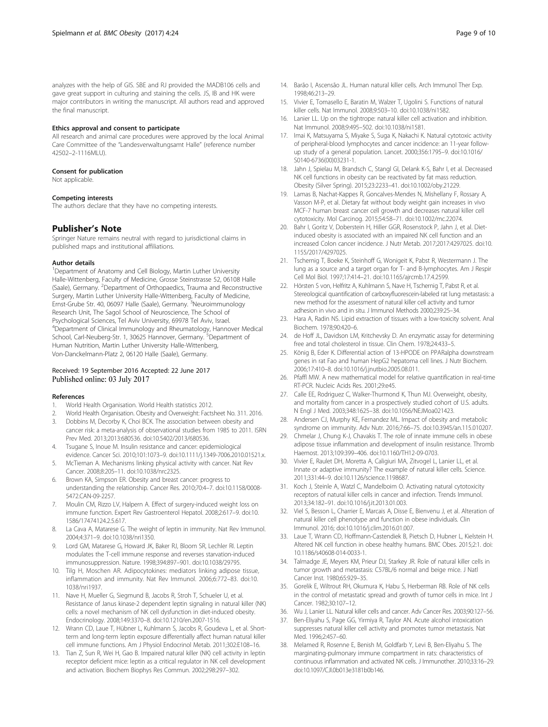analyzes with the help of GIS. SBE and RJ provided the MADB106 cells and gave great support in culturing and staining the cells. JS, IB and HK were major contributors in writing the manuscript. All authors read and approved the final manuscript.

#### Ethics approval and consent to participate

All research and animal care procedures were approved by the local Animal Care Committee of the "Landesverwaltungsamt Halle" (reference number 42502–2-1116MLU).

#### Consent for publication

Not applicable.

#### Competing interests

The authors declare that they have no competing interests.

## Publisher's Note

Springer Nature remains neutral with regard to jurisdictional claims in published maps and institutional affiliations.

#### Author details

[1]Department of Anatomy and Cell Biology, Martin Luther University Halle-Wittenberg, Faculty of Medicine, Grosse Steinstrasse 52, 06108 Halle (Saale), Germany. [2]Department of Orthopaedics, Trauma and Reconstructive Surgery, Martin Luther University Halle-Wittenberg, Faculty of Medicine, Ernst-Grube Str. 40, 06097 Halle (Saale), Germany. [3]Neuroimmunology Research Unit, The Sagol School of Neuroscience, The School of Psychological Sciences, Tel Aviv University, 69978 Tel Aviv, Israel. [4]Department of Clinical Immunology and Rheumatology, Hannover Medical School, Carl-Neuberg-Str. 1, 30625 Hannover, Germany. [5]Department of Human Nutrition, Martin Luther University Halle-Wittenberg, Von-Danckelmann-Platz 2, 06120 Halle (Saale), Germany.

Received: 19 September 2016 Accepted: 22 June 2017
Published online: 03 July 2017

#### References

1. World Health Organisation. World Health statistics 2012.
2. World Health Organisation. Obesity and Overweight: Factsheet No. 311. 2016.
3. Dobbins M, Decorby K, Choi BCK. The association between obesity and cancer risk: a meta-analysis of observational studies from 1985 to 2011. ISRN Prev Med. 2013;2013:680536. doi:10.5402/2013/680536.
4. Tsugane S, Inoue M. Insulin resistance and cancer: epidemiological evidence. Cancer Sci. 2010;101:1073–9. doi:10.1111/j.1349-7006.2010.01521.x.
5. McTiernan A. Mechanisms linking physical activity with cancer. Nat Rev Cancer. 2008;8:205–11. doi:10.1038/nrc2325.
6. Brown KA, Simpson ER. Obesity and breast cancer: progress to understanding the relationship. Cancer Res. 2010;70:4–7. doi:10.1158/0008-5472.CAN-09-2257.
7. Moulin CM, Rizzo LV, Halpern A. Effect of surgery-induced weight loss on immune function. Expert Rev Gastroenterol Hepatol. 2008;2:617–9. doi:10.1586/17474124.2.5.617.
8. La Cava A, Matarese G. The weight of leptin in immunity. Nat Rev Immunol. 2004;4:371–9. doi:10.1038/nri1350.
9. Lord GM, Matarese G, Howard JK, Baker RJ, Bloom SR, Lechler RI. Leptin modulates the T-cell immune response and reverses starvation-induced immunosuppression. Nature. 1998;394:897–901. doi:10.1038/29795.
10. Tilg H, Moschen AR. Adipocytokines: mediators linking adipose tissue, inflammation and immunity. Nat Rev Immunol. 2006;6:772–83. doi:10.1038/nri1937.
11. Nave H, Mueller G, Siegmund B, Jacobs R, Stroh T, Schueler U, et al. Resistance of Janus kinase-2 dependent leptin signaling in natural killer (NK) cells: a novel mechanism of NK cell dysfunction in diet-induced obesity. Endocrinology. 2008;149:3370–8. doi:10.1210/en.2007-1516.
12. Wrann CD, Laue T, Hübner L, Kuhlmann S, Jacobs R, Goudeva L, et al. Short-term and long-term leptin exposure differentially affect human natural killer cell immune functions. Am J Physiol Endocrinol Metab. 2011;302:E108–16.
13. Tian Z, Sun R, Wei H, Gao B. Impaired natural killer (NK) cell activity in leptin receptor deficient mice: leptin as a critical regulator in NK cell development and activation. Biochem Biophys Res Commun. 2002;298:297–302.
14. Barão I, Ascensão JL. Human natural killer cells. Arch Immunol Ther Exp. 1998;46:213–29.
15. Vivier E, Tomasello E, Baratin M, Walzer T, Ugolini S. Functions of natural killer cells. Nat Immunol. 2008;9:503–10. doi:10.1038/ni1582.
16. Lanier LL. Up on the tightrope: natural killer cell activation and inhibition. Nat Immunol. 2008;9:495–502. doi:10.1038/ni1581.
17. Imai K, Matsuyama S, Miyake S, Suga K, Nakachi K. Natural cytotoxic activity of peripheral-blood lymphocytes and cancer incidence: an 11-year follow-up study of a general population. Lancet. 2000;356:1795–9. doi:10.1016/S0140-6736(00)03231-1.
18. Jahn J, Spielau M, Brandsch C, Stangl GI, Delank K-S, Bahr I, et al. Decreased NK cell functions in obesity can be reactivated by fat mass reduction. Obesity (Silver Spring). 2015;23:2233–41. doi:10.1002/oby.21229.
19. Lamas B, Nachat-Kappes R, Goncalves-Mendes N, Mishellany F, Rossary A, Vasson M-P, et al. Dietary fat without body weight gain increases in vivo MCF-7 human breast cancer cell growth and decreases natural killer cell cytotoxicity. Mol Carcinog. 2015;54:58–71. doi:10.1002/mc.22074.
20. Bahr I, Goritz V, Doberstein H, Hiller GGR, Rosenstock P, Jahn J, et al. Diet-induced obesity is associated with an impaired NK cell function and an increased Colon cancer incidence. J Nutr Metab. 2017;2017:4297025. doi:10.1155/2017/4297025.
21. Tschernig T, Boeke K, Steinhoff G, Wonigeit K, Pabst R, Westermann J. The lung as a source and a target organ for T- and B-lymphocytes. Am J Respir Cell Mol Biol. 1997;17:414–21. doi:10.1165/ajrcmb.17.4.2599.
22. Hörsten S von, Helfritz A, Kuhlmann S, Nave H, Tschernig T, Pabst R, et al. Stereological quantification of carboxyfluorescein-labeled rat lung metastasis: a new method for the assessment of natural killer cell activity and tumor adhesion in vivo and in situ. J Immunol Methods 2000;239:25–34.
23. Hara A, Radin NS. Lipid extraction of tissues with a low-toxicity solvent. Anal Biochem. 1978;90:420–6.
24. de Hoff JL, Davidson LM, Kritchevsky D. An enzymatic assay for determining free and total cholesterol in tissue. Clin Chem. 1978;24:433–5.
25. König B, Eder K. Differential action of 13-HPODE on PPARalpha downstream genes in rat Fao and human HepG2 hepatoma cell lines. J Nutr Biochem. 2006;17:410–8. doi:10.1016/j.jnutbio.2005.08.011.
26. Pfaffl MW. A new mathematical model for relative quantification in real-time RT-PCR. Nucleic Acids Res. 2001;29:e45.
27. Calle EE, Rodriguez C, Walker-Thurmond K, Thun MJ. Overweight, obesity, and mortality from cancer in a prospectively studied cohort of U.S. adults. N Engl J Med. 2003;348:1625–38. doi:10.1056/NEJMoa021423.
28. Andersen CJ, Murphy KE, Fernandez ML. Impact of obesity and metabolic syndrome on immunity. Adv Nutr. 2016;7:66–75. doi:10.3945/an.115.010207.
29. Chmelar J, Chung K-J, Chavakis T. The role of innate immune cells in obese adipose tissue inflammation and development of insulin resistance. Thromb Haemost. 2013;109:399–406. doi:10.1160/TH12-09-0703.
30. Vivier E, Raulet DH, Moretta A, Caligiuri MA, Zitvogel L, Lanier LL, et al. Innate or adaptive immunity? The example of natural killer cells. Science. 2011;331:44–9. doi:10.1126/science.1198687.
31. Koch J, Steinle A, Watzl C, Mandelboim O. Activating natural cytotoxicity receptors of natural killer cells in cancer and infection. Trends Immunol. 2013;34:182–91. doi:10.1016/j.it.2013.01.003.
32. Viel S, Besson L, Charrier E, Marcais A, Disse E, Bienvenu J, et al. Alteration of natural killer cell phenotype and function in obese individuals. Clin Immunol. 2016; doi:10.1016/j.clim.2016.01.007.
33. Laue T, Wrann CD, Hoffmann-Castendiek B, Pietsch D, Hubner L, Kielstein H. Altered NK cell function in obese healthy humans. BMC Obes. 2015;2:1. doi:10.1186/s40608-014-0033-1.
34. Talmadge JE, Meyers KM, Prieur DJ, Starkey JR. Role of natural killer cells in tumor growth and metastasis: C57BL/6 normal and beige mice. J Natl Cancer Inst. 1980;65:929–35.
35. Gorelik E, Wiltrout RH, Okumura K, Habu S, Herberman RB. Role of NK cells in the control of metastatic spread and growth of tumor cells in mice. Int J Cancer. 1982;30:107–12.
36. Wu J, Lanier LL. Natural killer cells and cancer. Adv Cancer Res. 2003;90:127–56.
37. Ben-Eliyahu S, Page GG, Yirmiya R, Taylor AN. Acute alcohol intoxication suppresses natural killer cell activity and promotes tumor metastasis. Nat Med. 1996;2:457–60.
38. Melamed R, Rosenne E, Benish M, Goldfarb Y, Levi B, Ben-Eliyahu S. The marginating-pulmonary immune compartment in rats: characteristics of continuous inflammation and activated NK cells. J Immunother. 2010;33:16–29. doi:10.1097/CJI.0b013e3181b0b146.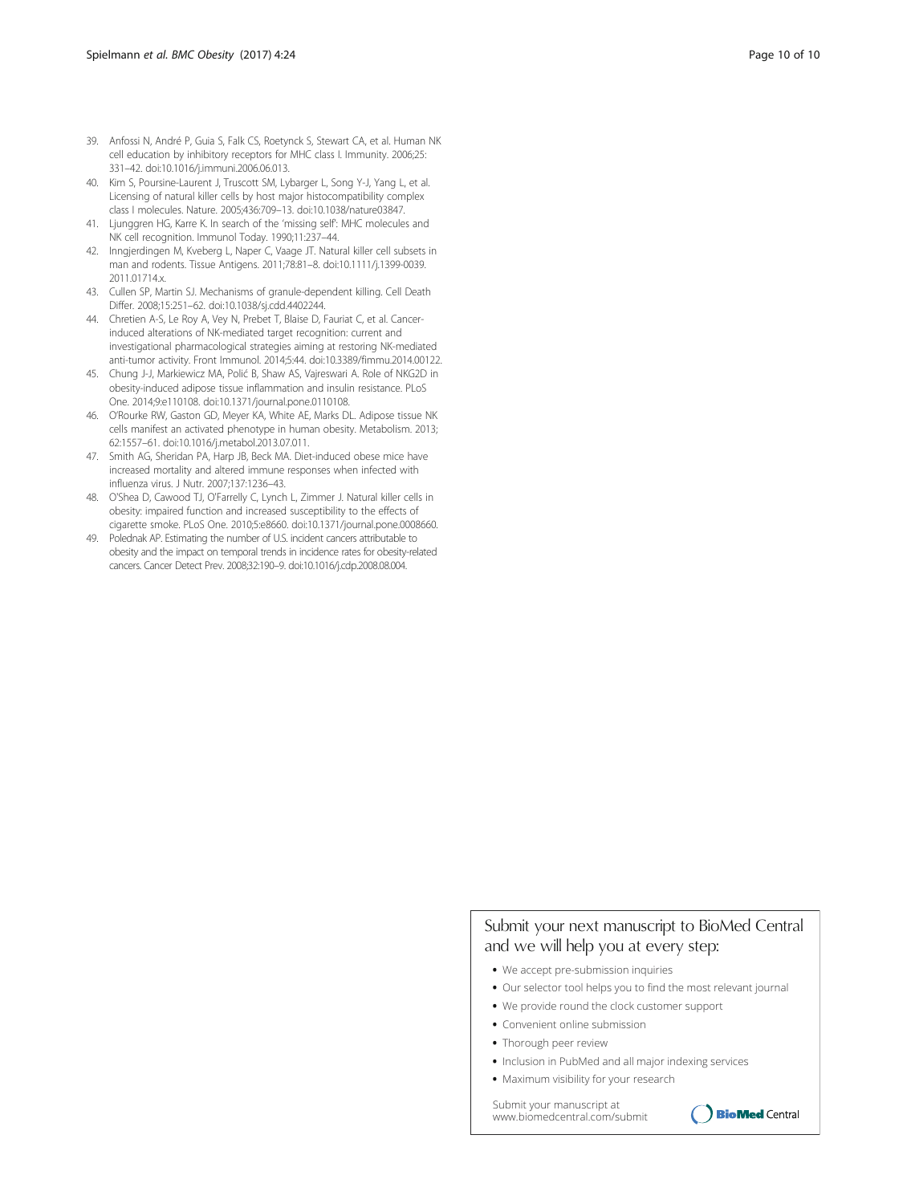39. Anfossi N, André P, Guia S, Falk CS, Roetynck S, Stewart CA, et al. Human NK cell education by inhibitory receptors for MHC class I. Immunity. 2006;25: 331–42. doi:10.1016/j.immuni.2006.06.013.
40. Kim S, Poursine-Laurent J, Truscott SM, Lybarger L, Song Y-J, Yang L, et al. Licensing of natural killer cells by host major histocompatibility complex class I molecules. Nature. 2005;436:709–13. doi:10.1038/nature03847.
41. Ljunggren HG, Karre K. In search of the 'missing self': MHC molecules and NK cell recognition. Immunol Today. 1990;11:237–44.
42. Inngjerdingen M, Kveberg L, Naper C, Vaage JT. Natural killer cell subsets in man and rodents. Tissue Antigens. 2011;78:81–8. doi:10.1111/j.1399-0039.2011.01714.x.
43. Cullen SP, Martin SJ. Mechanisms of granule-dependent killing. Cell Death Differ. 2008;15:251–62. doi:10.1038/sj.cdd.4402244.
44. Chretien A-S, Le Roy A, Vey N, Prebet T, Blaise D, Fauriat C, et al. Cancer-induced alterations of NK-mediated target recognition: current and investigational pharmacological strategies aiming at restoring NK-mediated anti-tumor activity. Front Immunol. 2014;5:44. doi:10.3389/fimmu.2014.00122.
45. Chung J-J, Markiewicz MA, Polić B, Shaw AS, Vajreswari A. Role of NKG2D in obesity-induced adipose tissue inflammation and insulin resistance. PLoS One. 2014;9:e110108. doi:10.1371/journal.pone.0110108.
46. O'Rourke RW, Gaston GD, Meyer KA, White AE, Marks DL. Adipose tissue NK cells manifest an activated phenotype in human obesity. Metabolism. 2013; 62:1557–61. doi:10.1016/j.metabol.2013.07.011.
47. Smith AG, Sheridan PA, Harp JB, Beck MA. Diet-induced obese mice have increased mortality and altered immune responses when infected with influenza virus. J Nutr. 2007;137:1236–43.
48. O'Shea D, Cawood TJ, O'Farrelly C, Lynch L, Zimmer J. Natural killer cells in obesity: impaired function and increased susceptibility to the effects of cigarette smoke. PLoS One. 2010;5:e8660. doi:10.1371/journal.pone.0008660.
49. Polednak AP. Estimating the number of U.S. incident cancers attributable to obesity and the impact on temporal trends in incidence rates for obesity-related cancers. Cancer Detect Prev. 2008;32:190–9. doi:10.1016/j.cdp.2008.08.004.

Submit your next manuscript to BioMed Central and we will help you at every step:

- We accept pre-submission inquiries
- Our selector tool helps you to find the most relevant journal
- We provide round the clock customer support
- Convenient online submission
- Thorough peer review
- Inclusion in PubMed and all major indexing services
- Maximum visibility for your research

Submit your manuscript at
www.biomedcentral.com/submit

BioMed Central